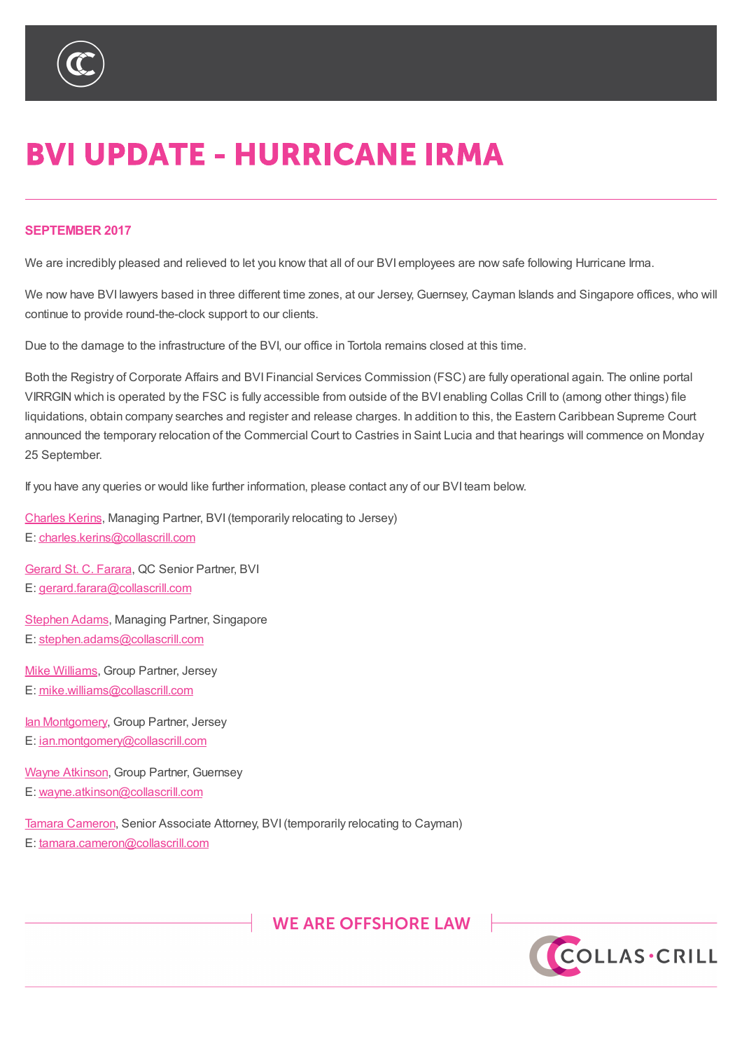# BVI UPDATE - HURRICANE IRMA

**SEPTEMBER 2017**

We are incredibly pleased and relieved to let you know that all of our BVI employees are now safe following Hurricane Irma.

We now have BVI lawyers based in three different time zones, at our Jersey, Guernsey, Cayman Islands and Singapore offices, who will continue to provide round-the-clock support to our clients.

Due to the damage to the infrastructure of the BVI, our office in Tortola remains closed at this time.

Both the Registry of Corporate Affairs and BVI Financial Services Commission (FSC) are fully operational again. The online portal VIRRGIN which is operated by the FSC is fully accessible from outside of the BVI enabling Collas Crill to (among other things) file liquidations, obtain company searches and register and release charges. In addition to this, the Eastern Caribbean Supreme Court announced the temporary relocation of the Commercial Court to Castries in Saint Lucia and that hearings will commence on Monday 25 September.

If you have any queries or would like further information, please contact any of our BVI team below.

Charles Kerins, Managing Partner, BVI (temporarily relocating to Jersey)
E: charles.kerins@collascrill.com

Gerard St. C. Farara, QC Senior Partner, BVI
E: gerard.farara@collascrill.com

Stephen Adams, Managing Partner, Singapore
E: stephen.adams@collascrill.com

Mike Williams, Group Partner, Jersey
E: mike.williams@collascrill.com

Ian Montgomery, Group Partner, Jersey
E: ian.montgomery@collascrill.com

Wayne Atkinson, Group Partner, Guernsey
E: wayne.atkinson@collascrill.com

Tamara Cameron, Senior Associate Attorney, BVI (temporarily relocating to Cayman)
E: tamara.cameron@collascrill.com

WE ARE OFFSHORE LAW

COLLAS·CRILL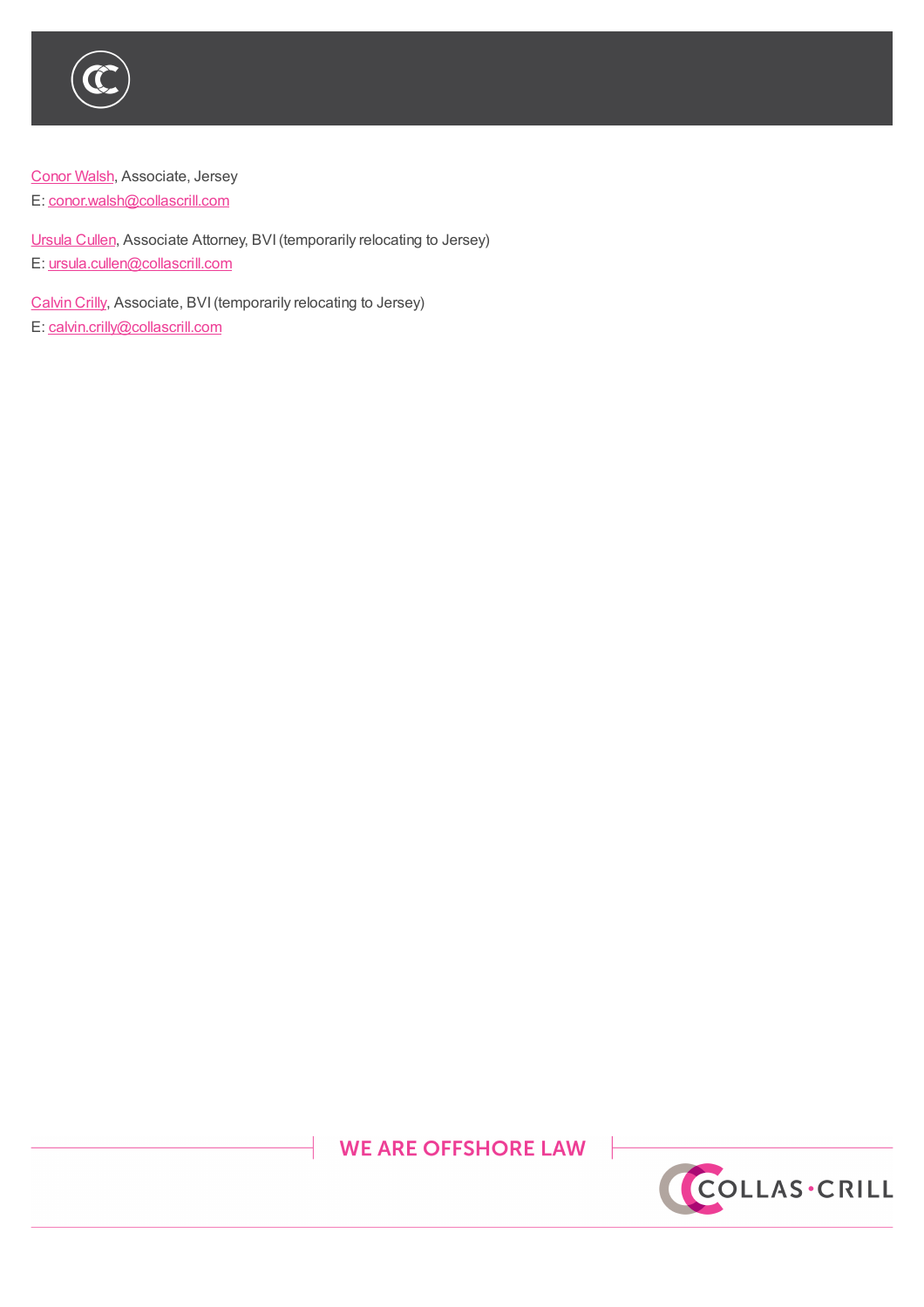Conor Walsh, Associate, Jersey
E: conor.walsh@collascrill.com

Ursula Cullen, Associate Attorney, BVI (temporarily relocating to Jersey)
E: ursula.cullen@collascrill.com

Calvin Crilly, Associate, BVI (temporarily relocating to Jersey)
E: calvin.crilly@collascrill.com